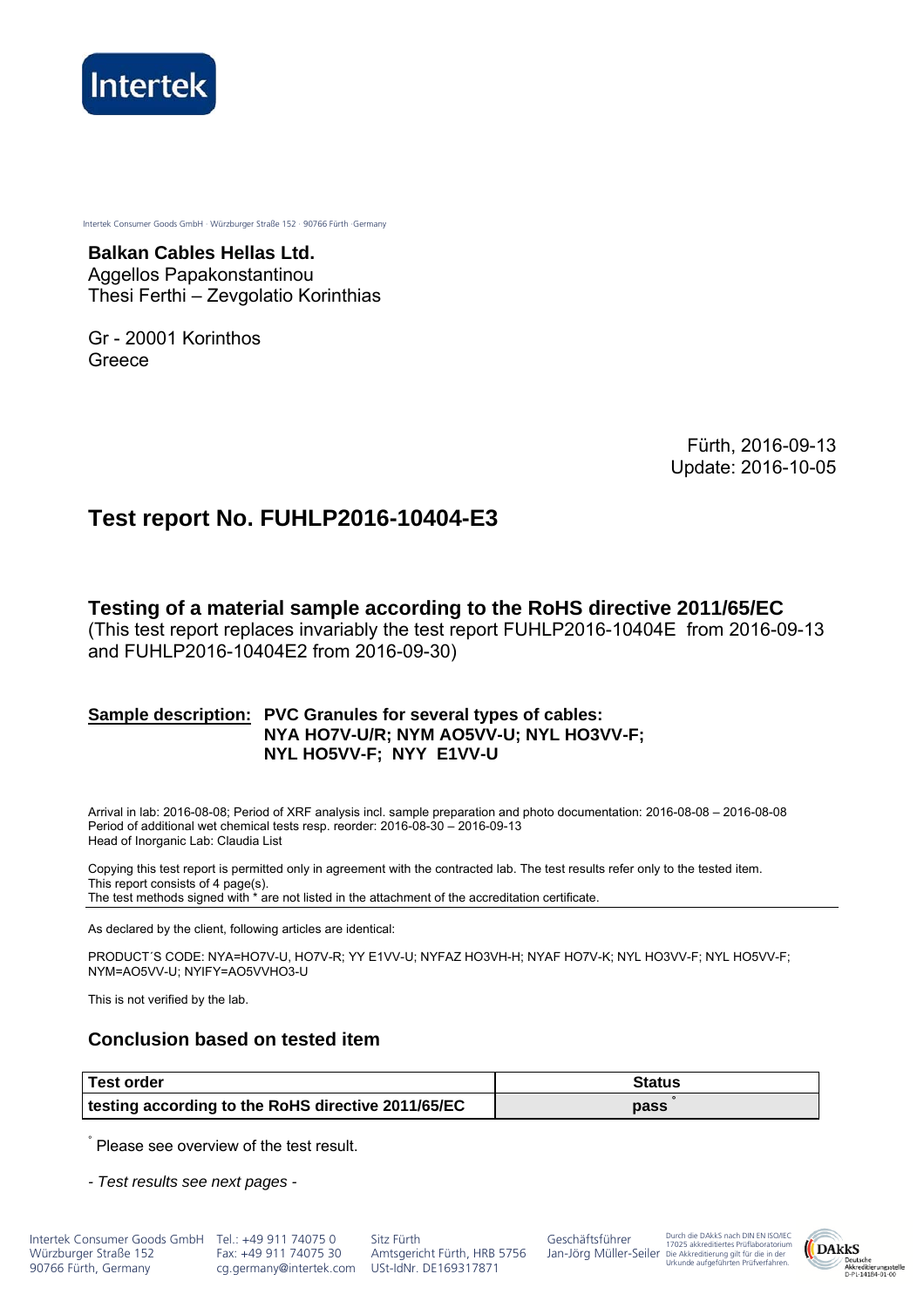Intertek Consumer Goods GmbH · Würzburger Straße 152 · 90766 Fürth ·Germany

**Balkan Cables Hellas Ltd.**
Aggellos Papakonstantinou
Thesi Ferthi – Zevgolatio Korinthias

Gr - 20001 Korinthos
Greece

Fürth, 2016-09-13
Update: 2016-10-05

# Test report No. FUHLP2016-10404-E3

## Testing of a material sample according to the RoHS directive 2011/65/EC

(This test report replaces invariably the test report FUHLP2016-10404E from 2016-09-13 and FUHLP2016-10404E2 from 2016-09-30)

**Sample description:** **PVC Granules for several types of cables: NYA HO7V-U/R; NYM AO5VV-U; NYL HO3VV-F; NYL HO5VV-F; NYY E1VV-U**

Arrival in lab: 2016-08-08; Period of XRF analysis incl. sample preparation and photo documentation: 2016-08-08 – 2016-08-08
Period of additional wet chemical tests resp. reorder: 2016-08-30 – 2016-09-13
Head of Inorganic Lab: Claudia List

Copying this test report is permitted only in agreement with the contracted lab. The test results refer only to the tested item.
This report consists of 4 page(s).
The test methods signed with * are not listed in the attachment of the accreditation certificate.

As declared by the client, following articles are identical:

PRODUCT´S CODE: NYA=HO7V-U, HO7V-R; YY E1VV-U; NYFAZ HO3VH-H; NYAF HO7V-K; NYL HO3VV-F; NYL HO5VV-F; NYM=AO5VV-U; NYIFY=AO5VVHO3-U

This is not verified by the lab.

## Conclusion based on tested item

| Test order | Status |
|---|---|
| **testing according to the RoHS directive 2011/65/EC** | **pass** ° |

° Please see overview of the test result.

*- Test results see next pages -*

Intertek Consumer Goods GmbH, Würzburger Straße 152, 90766 Fürth, Germany
Tel.: +49 911 74075 0, Fax: +49 911 74075 30, cg.germany@intertek.com
Sitz Fürth, Amtsgericht Fürth, HRB 5756, USt-IdNr. DE169317871
Geschäftsführer Jan-Jörg Müller-Seiler
Durch die DAkkS nach DIN EN ISO/IEC 17025 akkreditiertes Prüflaboratorium. Die Akkreditierung gilt für die in der Urkunde aufgeführten Prüfverfahren.
DAkkS Deutsche Akkreditierungsstelle D-PL-14184-01-00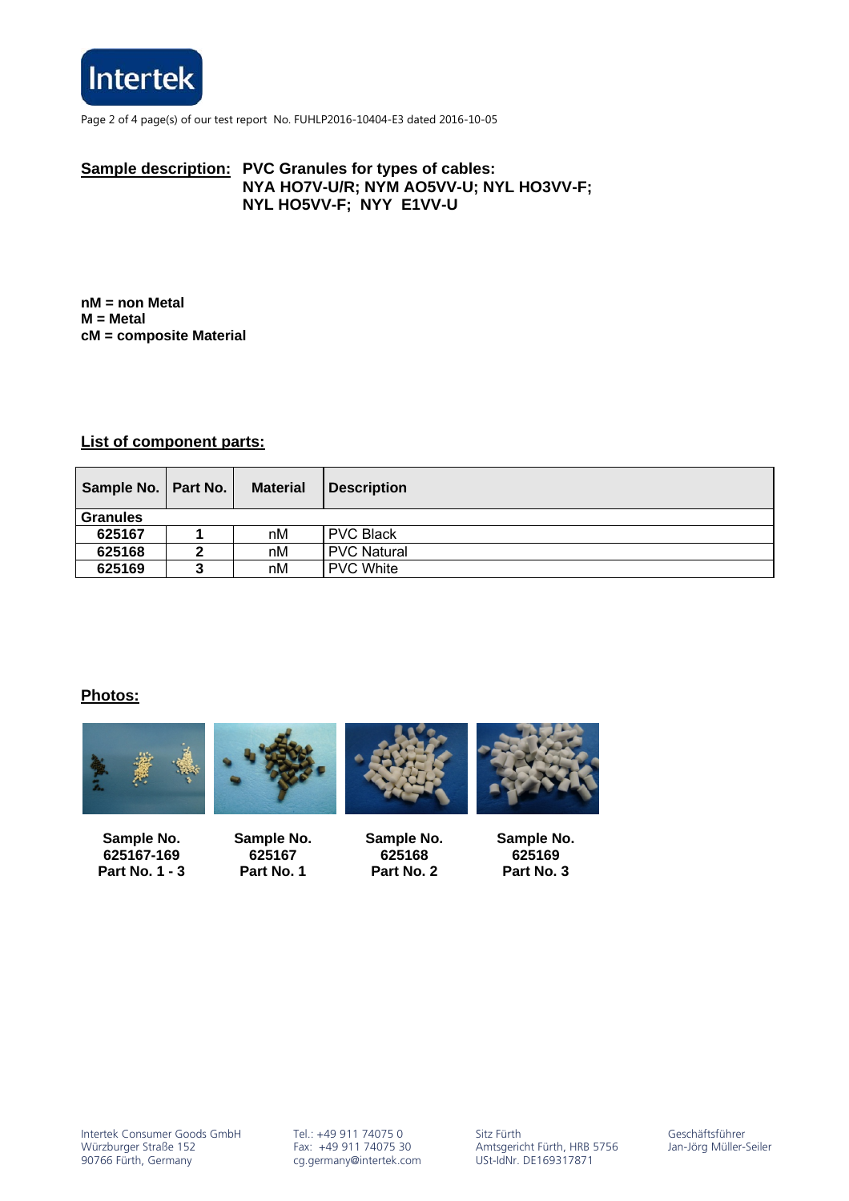**Sample description:** **PVC Granules for types of cables: NYA HO7V-U/R; NYM AO5VV-U; NYL HO3VV-F; NYL HO5VV-F; NYY E1VV-U**

**nM = non Metal**
**M = Metal**
**cM = composite Material**

## List of component parts:

| Sample No. | Part No. | Material | Description |
|---|---|---|---|
| **Granules** | | | |
| **625167** | **1** | nM | PVC Black |
| **625168** | **2** | nM | PVC Natural |
| **625169** | **3** | nM | PVC White |

## Photos:

**Sample No. 625167-169 Part No. 1 - 3**

**Sample No. 625167 Part No. 1**

**Sample No. 625168 Part No. 2**

**Sample No. 625169 Part No. 3**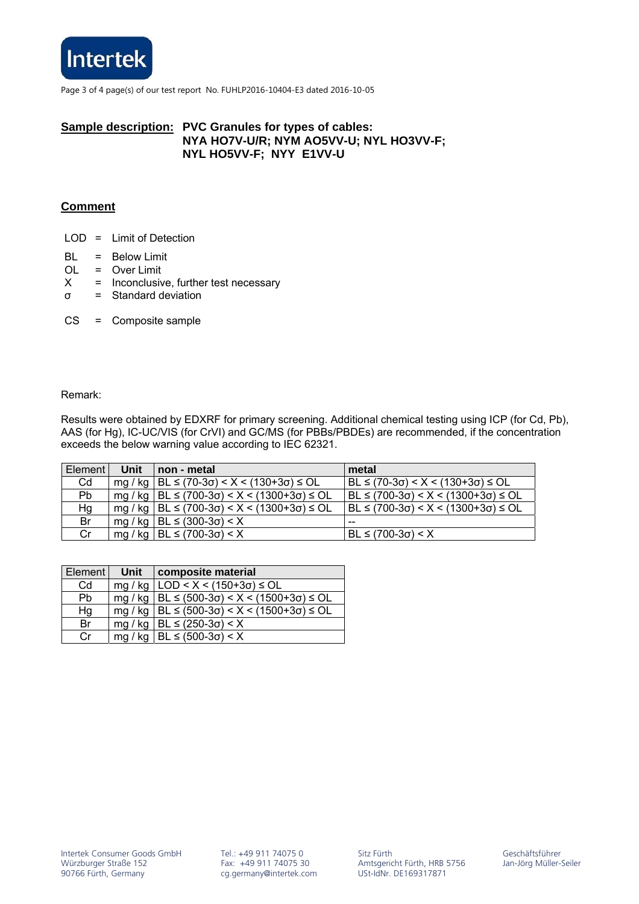**Sample description:** **PVC Granules for types of cables: NYA HO7V-U/R; NYM AO5VV-U; NYL HO3VV-F; NYL HO5VV-F; NYY E1VV-U**

## Comment

LOD = Limit of Detection

BL = Below Limit
OL = Over Limit
X = Inconclusive, further test necessary
σ = Standard deviation

CS = Composite sample

Remark:

Results were obtained by EDXRF for primary screening. Additional chemical testing using ICP (for Cd, Pb), AAS (for Hg), IC-UC/VIS (for CrVI) and GC/MS (for PBBs/PBDEs) are recommended, if the concentration exceeds the below warning value according to IEC 62321.

| Element | Unit | non - metal | metal |
|---|---|---|---|
| Cd | mg / kg | BL ≤ (70-3σ) < X < (130+3σ) ≤ OL | BL ≤ (70-3σ) < X < (130+3σ) ≤ OL |
| Pb | mg / kg | BL ≤ (700-3σ) < X < (1300+3σ) ≤ OL | BL ≤ (700-3σ) < X < (1300+3σ) ≤ OL |
| Hg | mg / kg | BL ≤ (700-3σ) < X < (1300+3σ) ≤ OL | BL ≤ (700-3σ) < X < (1300+3σ) ≤ OL |
| Br | mg / kg | BL ≤ (300-3σ) < X | -- |
| Cr | mg / kg | BL ≤ (700-3σ) < X | BL ≤ (700-3σ) < X |

| Element | Unit | composite material |
|---|---|---|
| Cd | mg / kg | LOD < X < (150+3σ) ≤ OL |
| Pb | mg / kg | BL ≤ (500-3σ) < X < (1500+3σ) ≤ OL |
| Hg | mg / kg | BL ≤ (500-3σ) < X < (1500+3σ) ≤ OL |
| Br | mg / kg | BL ≤ (250-3σ) < X |
| Cr | mg / kg | BL ≤ (500-3σ) < X |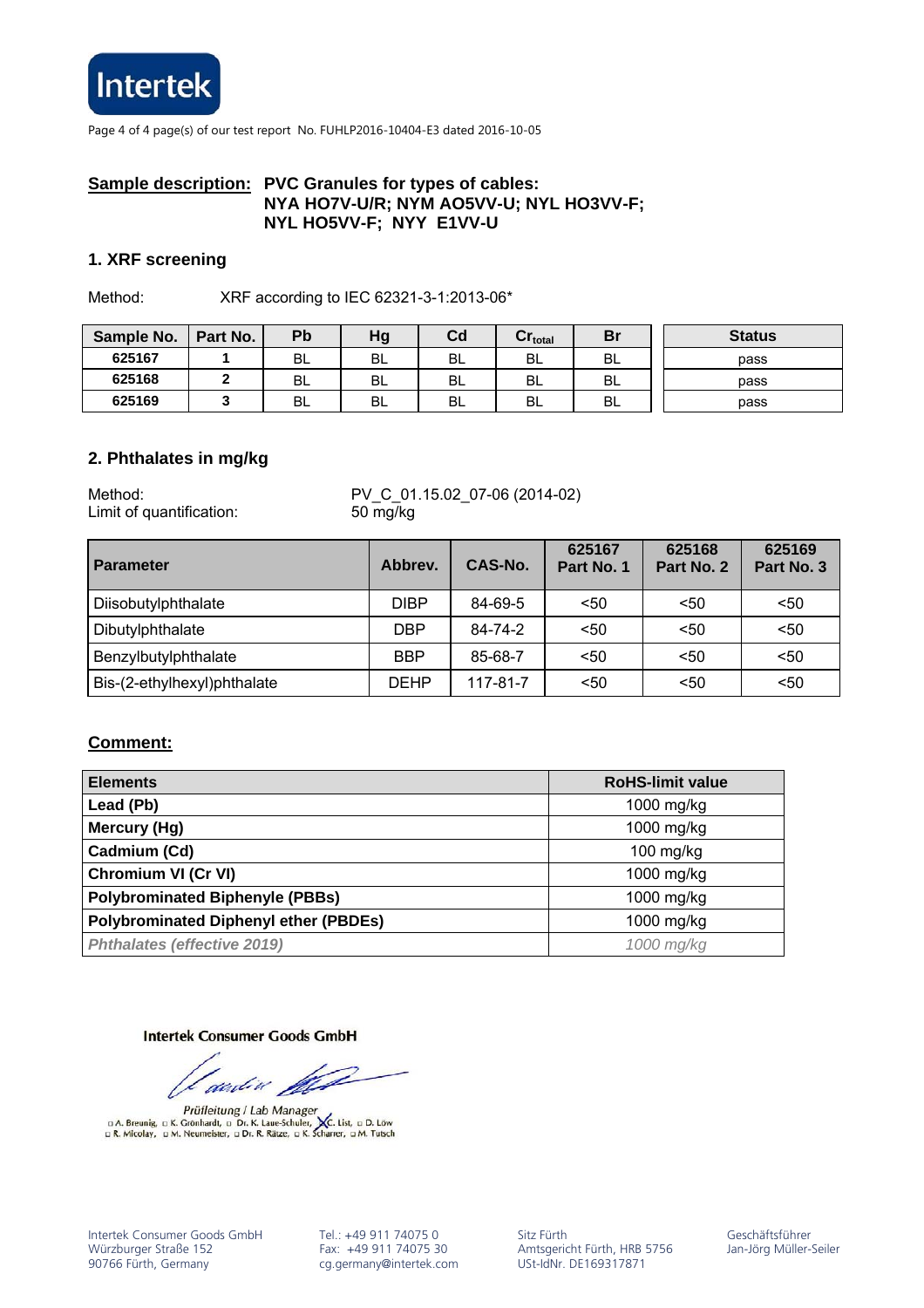**Sample description:** **PVC Granules for types of cables: NYA HO7V-U/R; NYM AO5VV-U; NYL HO3VV-F; NYL HO5VV-F; NYY E1VV-U**

## 1. XRF screening

Method: XRF according to IEC 62321-3-1:2013-06*

| Sample No. | Part No. | Pb | Hg | Cd | $Cr_{total}$ | Br | Status |
|---|---|---|---|---|---|---|---|
| 625167 | 1 | BL | BL | BL | BL | BL | pass |
| 625168 | 2 | BL | BL | BL | BL | BL | pass |
| 625169 | 3 | BL | BL | BL | BL | BL | pass |

## 2. Phthalates in mg/kg

Method: PV_C_01.15.02_07-06 (2014-02)
Limit of quantification: 50 mg/kg

| Parameter | Abbrev. | CAS-No. | 625167 Part No. 1 | 625168 Part No. 2 | 625169 Part No. 3 |
|---|---|---|---|---|---|
| Diisobutylphthalate | DIBP | 84-69-5 | <50 | <50 | <50 |
| Dibutylphthalate | DBP | 84-74-2 | <50 | <50 | <50 |
| Benzylbutylphthalate | BBP | 85-68-7 | <50 | <50 | <50 |
| Bis-(2-ethylhexyl)phthalate | DEHP | 117-81-7 | <50 | <50 | <50 |

**Comment:**

| Elements | RoHS-limit value |
|---|---|
| **Lead (Pb)** | 1000 mg/kg |
| **Mercury (Hg)** | 1000 mg/kg |
| **Cadmium (Cd)** | 100 mg/kg |
| **Chromium VI (Cr VI)** | 1000 mg/kg |
| **Polybrominated Biphenyle (PBBs)** | 1000 mg/kg |
| **Polybrominated Diphenyl ether (PBDEs)** | 1000 mg/kg |
| ***Phthalates (effective 2019)*** | *1000 mg/kg* |

**Intertek Consumer Goods GmbH**

Prüfleitung / Lab Manager
□ A. Breunig, □ K. Grönhardt, □ Dr. K. Laue-Schuler, ☒ C. List, □ D. Löw
□ R. Micolay, □ M. Neumeister, □ Dr. R. Rätze, □ K. Scharrer, □ M. Tutsch

Intertek Consumer Goods GmbH
Würzburger Straße 152
90766 Fürth, Germany

Tel.: +49 911 74075 0
Fax: +49 911 74075 30
cg.germany@intertek.com

Sitz Fürth
Amtsgericht Fürth, HRB 5756
USt-IdNr. DE169317871

Geschäftsführer
Jan-Jörg Müller-Seiler